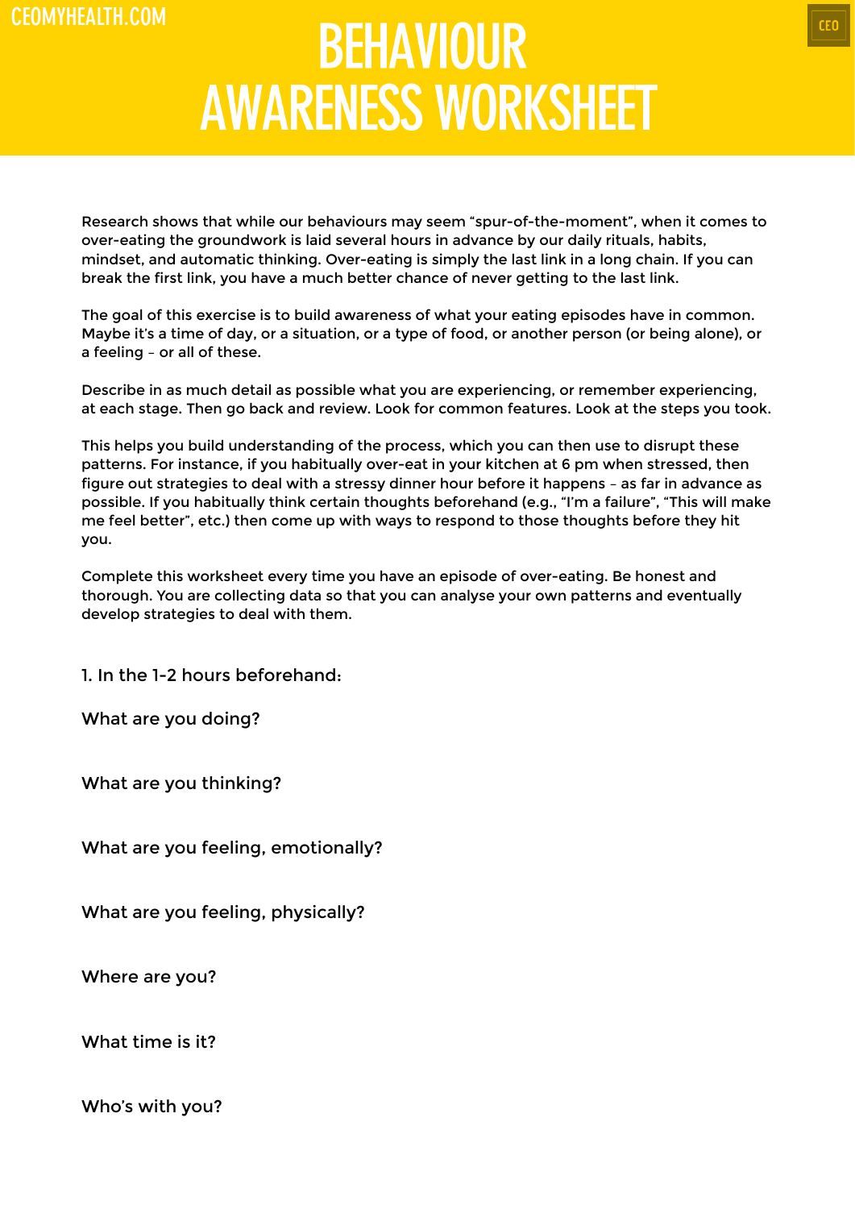# BEHAVIOUR AWARENESS WORKSHEET

Research shows that while our behaviours may seem "spur-of-the-moment", when it comes to over-eating the groundwork is laid several hours in advance by our daily rituals, habits, mindset, and automatic thinking. Over-eating is simply the last link in a long chain. If you can break the first link, you have a much better chance of never getting to the last link.

The goal of this exercise is to build awareness of what your eating episodes have in common. Maybe it's a time of day, or a situation, or a type of food, or another person (or being alone), or a feeling – or all of these.

Describe in as much detail as possible what you are experiencing, or remember experiencing, at each stage. Then go back and review. Look for common features. Look at the steps you took.

This helps you build understanding of the process, which you can then use to disrupt these patterns. For instance, if you habitually over-eat in your kitchen at 6 pm when stressed, then figure out strategies to deal with a stressy dinner hour before it happens – as far in advance as possible. If you habitually think certain thoughts beforehand (e.g., "I'm a failure", "This will make me feel better", etc.) then come up with ways to respond to those thoughts before they hit you.

Complete this worksheet every time you have an episode of over-eating. Be honest and thorough. You are collecting data so that you can analyse your own patterns and eventually develop strategies to deal with them.

## 1. In the 1-2 hours beforehand:

What are you doing?

What are you thinking?

What are you feeling, emotionally?

What are you feeling, physically?

Where are you?

What time is it?

Who's with you?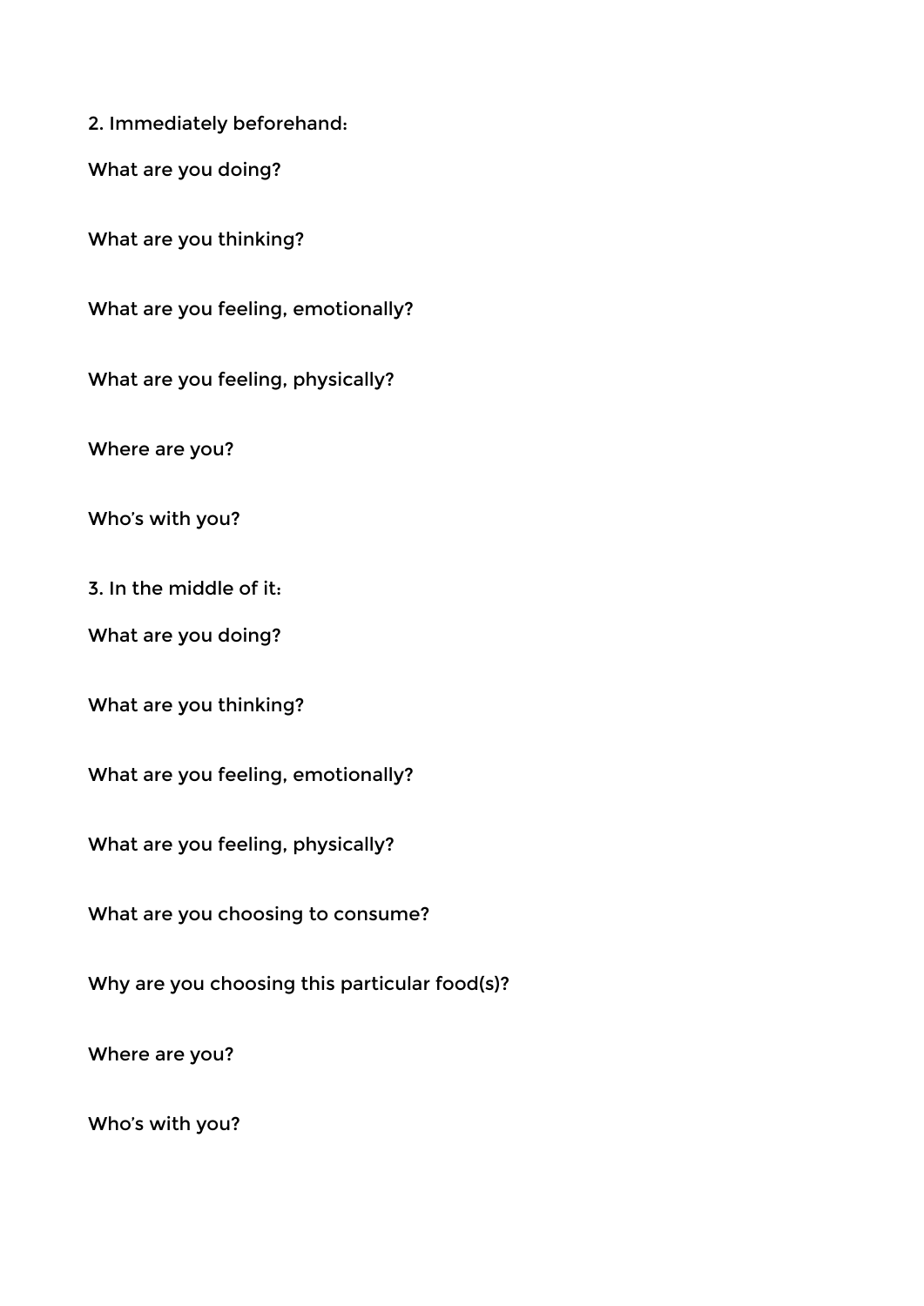2. Immediately beforehand:

What are you doing?

What are you thinking?

What are you feeling, emotionally?

What are you feeling, physically?

Where are you?

Who's with you?

3. In the middle of it:

What are you doing?

What are you thinking?

What are you feeling, emotionally?

What are you feeling, physically?

What are you choosing to consume?

Why are you choosing this particular food(s)?

Where are you?

Who's with you?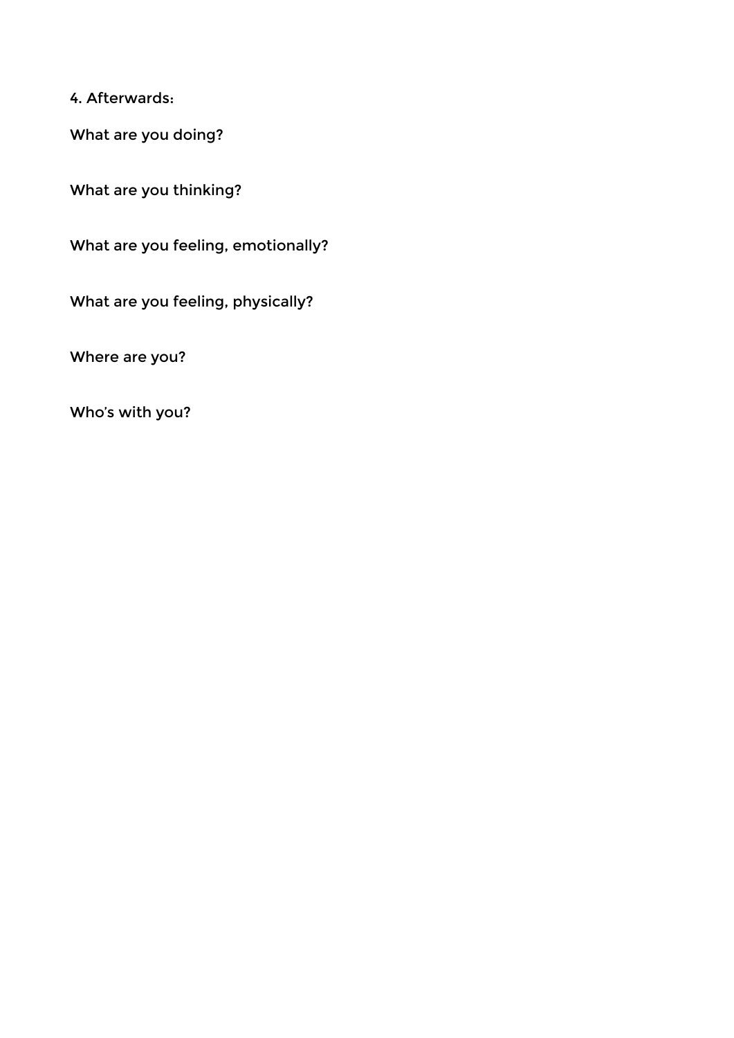4. Afterwards:

What are you doing?

What are you thinking?

What are you feeling, emotionally?

What are you feeling, physically?

Where are you?

Who's with you?